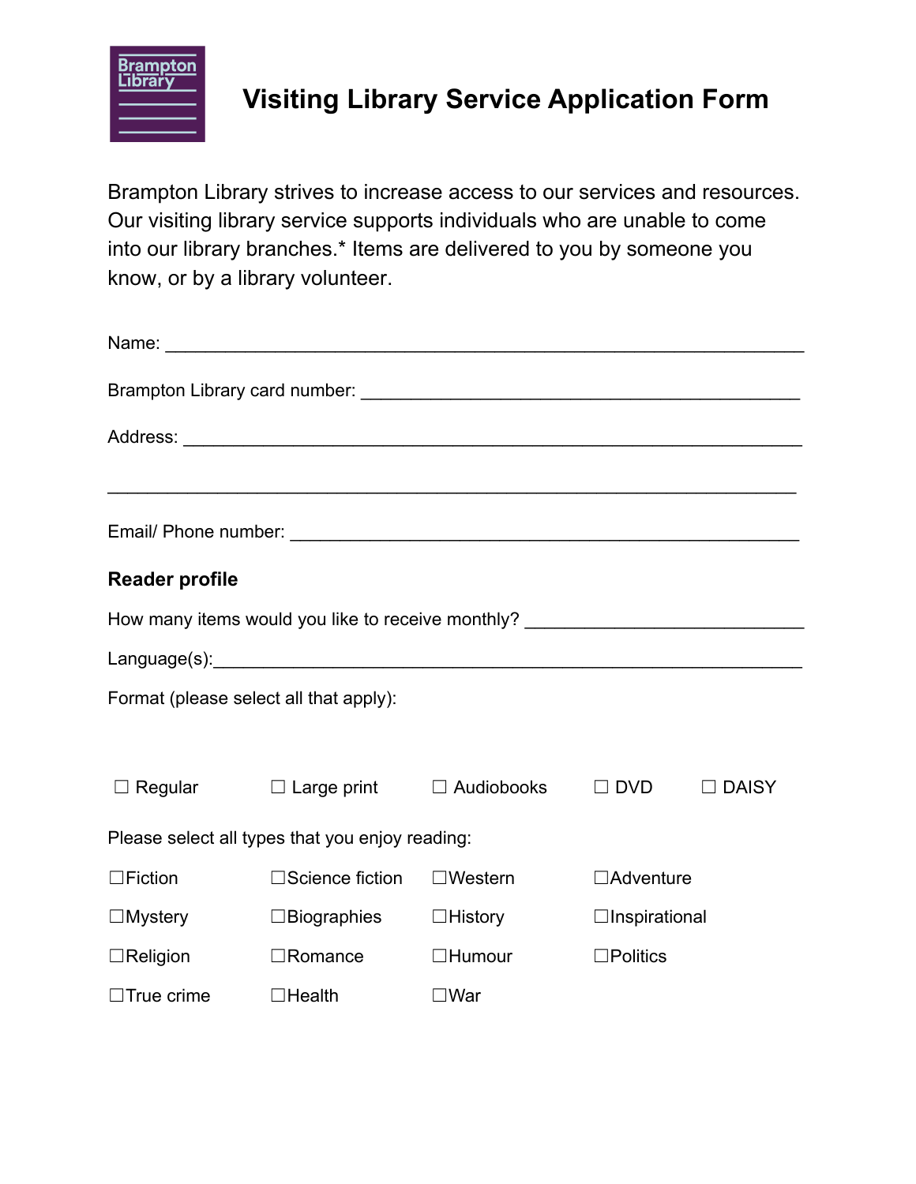# Visiting Library Service Application Form

Brampton Library strives to increase access to our services and resources. Our visiting library service supports individuals who are unable to come into our library branches.* Items are delivered to you by someone you know, or by a library volunteer.

Name: ______________________________________________________________

Brampton Library card number: ___________________________________________

Address: ____________________________________________________________

____________________________________________________________________

Email/ Phone number: _________________________________________________

## Reader profile

How many items would you like to receive monthly? ___________________________

Language(s):_________________________________________________________

Format (please select all that apply):

☐ Regular ☐ Large print ☐ Audiobooks ☐ DVD ☐ DAISY

Please select all types that you enjoy reading:

| | | | |
|---|---|---|---|
| ☐Fiction | ☐Science fiction | ☐Western | ☐Adventure |
| ☐Mystery | ☐Biographies | ☐History | ☐Inspirational |
| ☐Religion | ☐Romance | ☐Humour | ☐Politics |
| ☐True crime | ☐Health | ☐War | |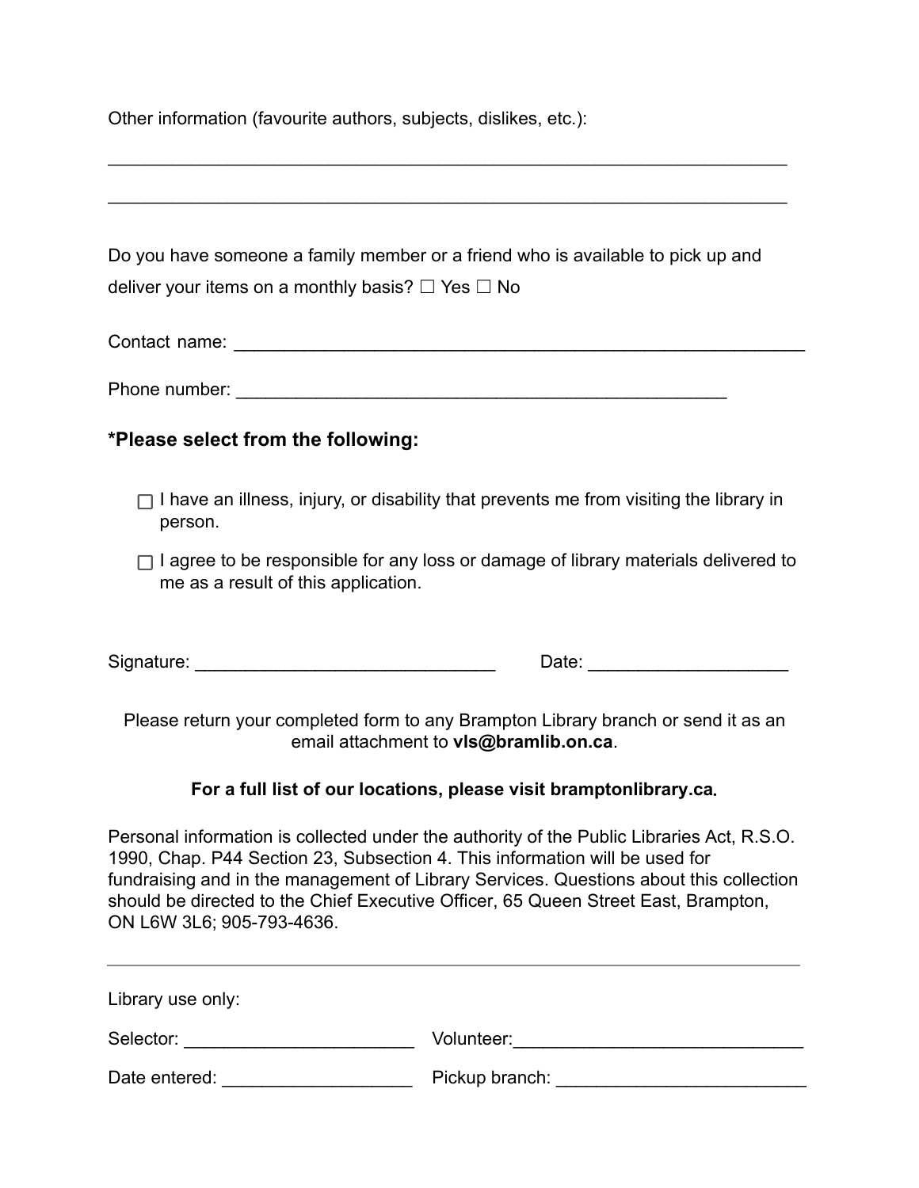Other information (favourite authors, subjects, dislikes, etc.):

_______________________________________________________________________

_______________________________________________________________________

Do you have someone a family member or a friend who is available to pick up and deliver your items on a monthly basis? ☐ Yes ☐ No

Contact name: ___________________________________________________________

Phone number: ___________________________________________________

**\*Please select from the following:**

- ☐ I have an illness, injury, or disability that prevents me from visiting the library in person.
- ☐ I agree to be responsible for any loss or damage of library materials delivered to me as a result of this application.

Signature: ______________________________ Date: ____________________

Please return your completed form to any Brampton Library branch or send it as an email attachment to **vls@bramlib.on.ca**.

**For a full list of our locations, please visit bramptonlibrary.ca.**

Personal information is collected under the authority of the Public Libraries Act, R.S.O. 1990, Chap. P44 Section 23, Subsection 4. This information will be used for fundraising and in the management of Library Services. Questions about this collection should be directed to the Chief Executive Officer, 65 Queen Street East, Brampton, ON L6W 3L6; 905-793-4636.

---

Library use only:

Selector: _______________________ Volunteer:_____________________________

Date entered: ___________________ Pickup branch: _________________________